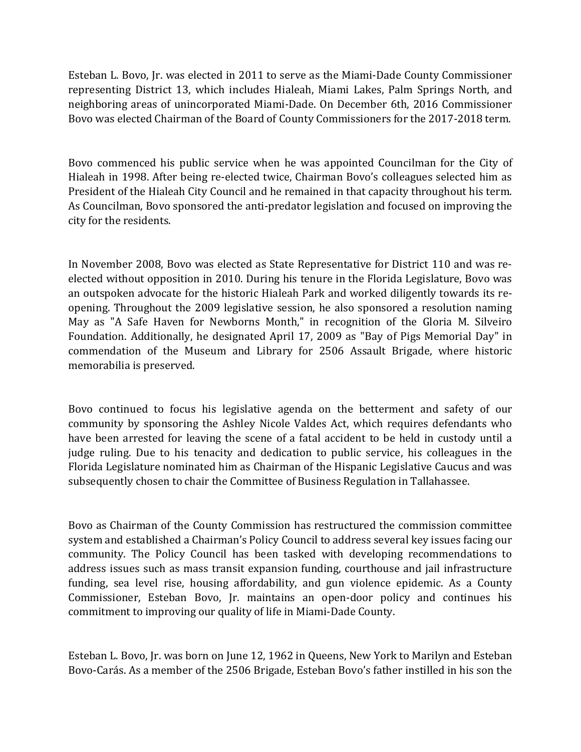Esteban L. Bovo, Jr. was elected in 2011 to serve as the Miami-Dade County Commissioner representing District 13, which includes Hialeah, Miami Lakes, Palm Springs North, and neighboring areas of unincorporated Miami-Dade. On December 6th, 2016 Commissioner Bovo was elected Chairman of the Board of County Commissioners for the 2017-2018 term.

Bovo commenced his public service when he was appointed Councilman for the City of Hialeah in 1998. After being re-elected twice, Chairman Bovo's colleagues selected him as President of the Hialeah City Council and he remained in that capacity throughout his term. As Councilman, Bovo sponsored the anti-predator legislation and focused on improving the city for the residents.

In November 2008, Bovo was elected as State Representative for District 110 and was re-elected without opposition in 2010. During his tenure in the Florida Legislature, Bovo was an outspoken advocate for the historic Hialeah Park and worked diligently towards its re-opening. Throughout the 2009 legislative session, he also sponsored a resolution naming May as "A Safe Haven for Newborns Month," in recognition of the Gloria M. Silveiro Foundation. Additionally, he designated April 17, 2009 as "Bay of Pigs Memorial Day" in commendation of the Museum and Library for 2506 Assault Brigade, where historic memorabilia is preserved.

Bovo continued to focus his legislative agenda on the betterment and safety of our community by sponsoring the Ashley Nicole Valdes Act, which requires defendants who have been arrested for leaving the scene of a fatal accident to be held in custody until a judge ruling. Due to his tenacity and dedication to public service, his colleagues in the Florida Legislature nominated him as Chairman of the Hispanic Legislative Caucus and was subsequently chosen to chair the Committee of Business Regulation in Tallahassee.

Bovo as Chairman of the County Commission has restructured the commission committee system and established a Chairman's Policy Council to address several key issues facing our community. The Policy Council has been tasked with developing recommendations to address issues such as mass transit expansion funding, courthouse and jail infrastructure funding, sea level rise, housing affordability, and gun violence epidemic. As a County Commissioner, Esteban Bovo, Jr. maintains an open-door policy and continues his commitment to improving our quality of life in Miami-Dade County.

Esteban L. Bovo, Jr. was born on June 12, 1962 in Queens, New York to Marilyn and Esteban Bovo-Carás. As a member of the 2506 Brigade, Esteban Bovo's father instilled in his son the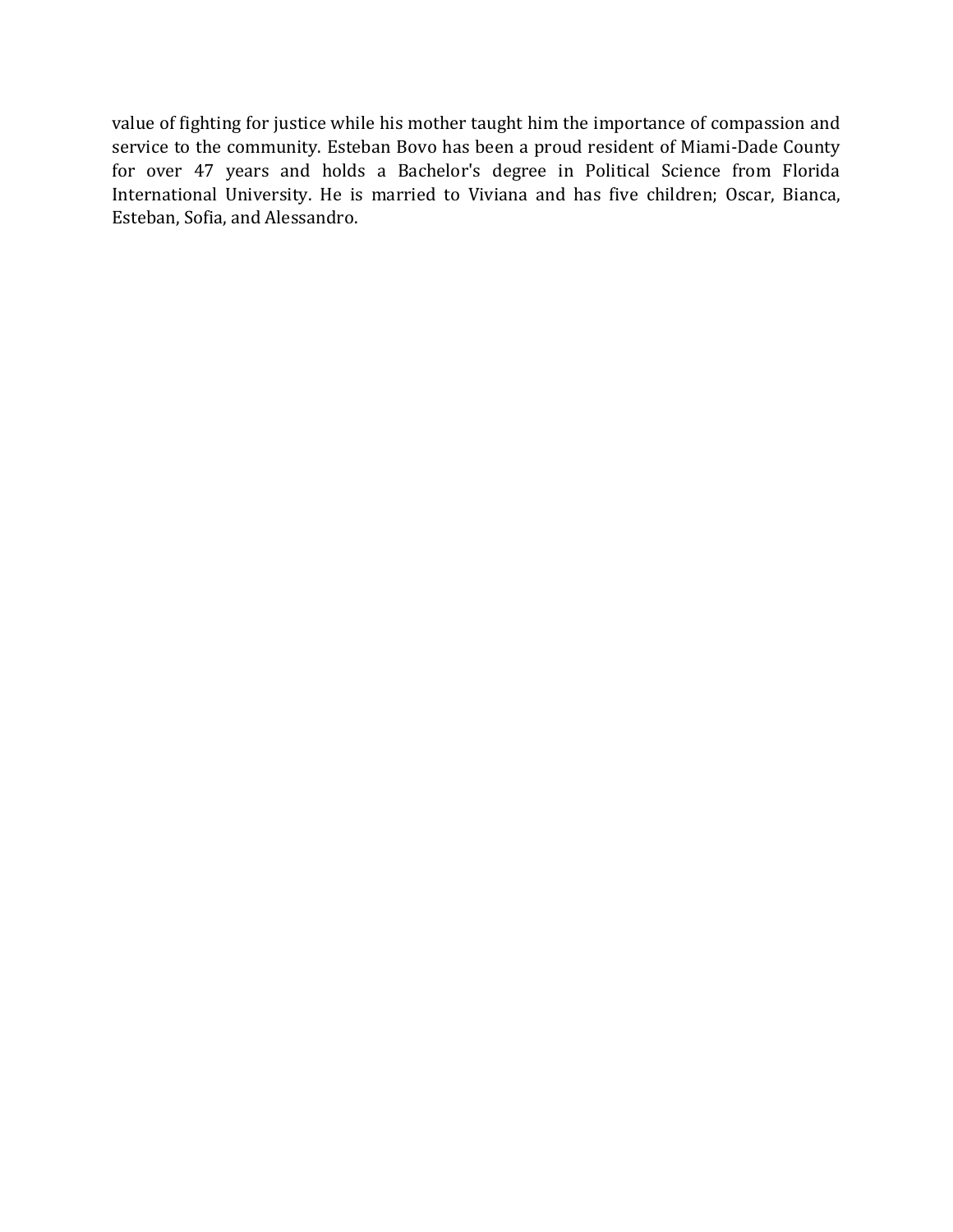value of fighting for justice while his mother taught him the importance of compassion and service to the community. Esteban Bovo has been a proud resident of Miami-Dade County for over 47 years and holds a Bachelor's degree in Political Science from Florida International University. He is married to Viviana and has five children; Oscar, Bianca, Esteban, Sofia, and Alessandro.